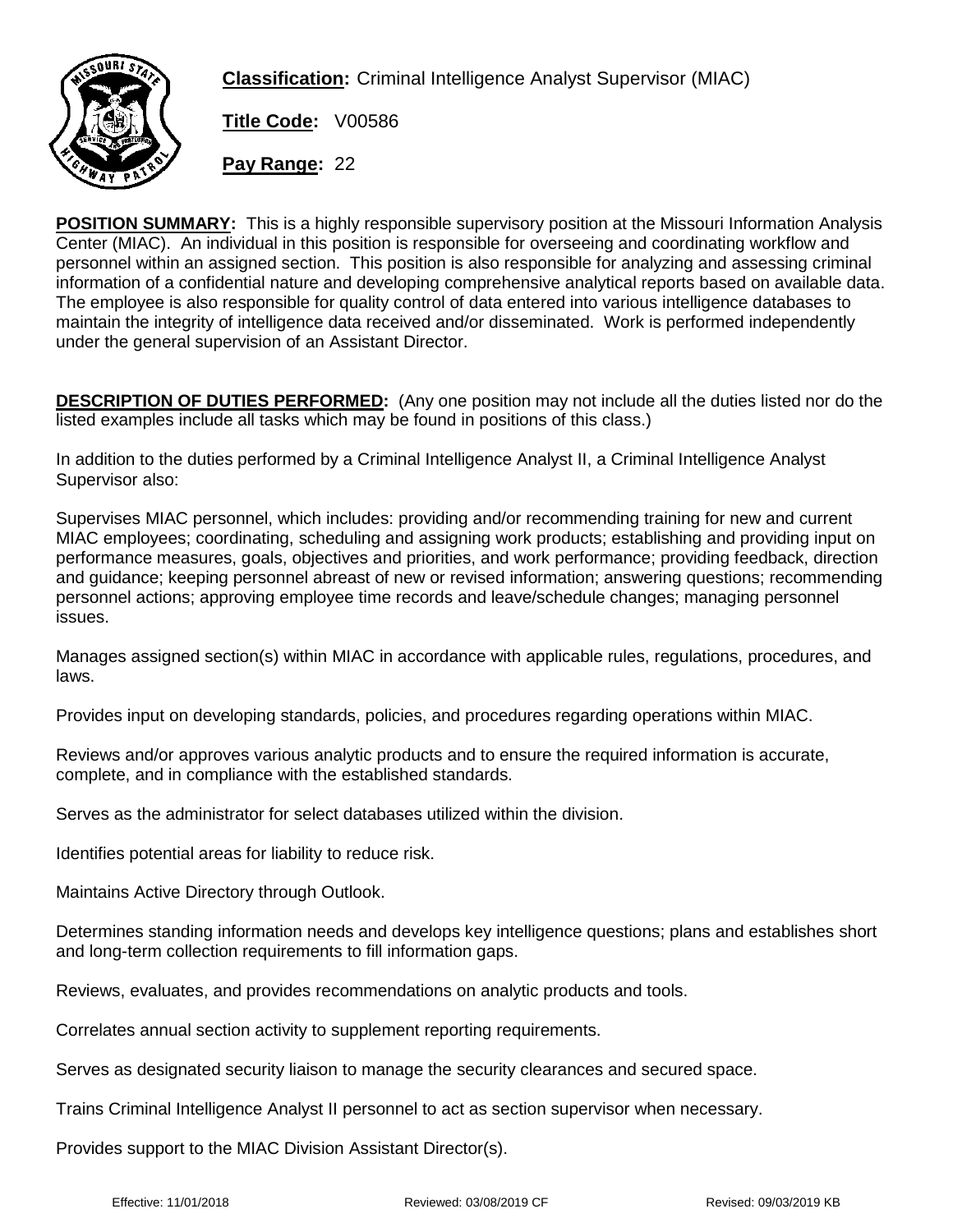**Classification:** Criminal Intelligence Analyst Supervisor (MIAC)

**Title Code:** V00586

**Pay Range:** 22

**POSITION SUMMARY:** This is a highly responsible supervisory position at the Missouri Information Analysis Center (MIAC). An individual in this position is responsible for overseeing and coordinating workflow and personnel within an assigned section. This position is also responsible for analyzing and assessing criminal information of a confidential nature and developing comprehensive analytical reports based on available data. The employee is also responsible for quality control of data entered into various intelligence databases to maintain the integrity of intelligence data received and/or disseminated. Work is performed independently under the general supervision of an Assistant Director.

**DESCRIPTION OF DUTIES PERFORMED:** (Any one position may not include all the duties listed nor do the listed examples include all tasks which may be found in positions of this class.)

In addition to the duties performed by a Criminal Intelligence Analyst II, a Criminal Intelligence Analyst Supervisor also:

Supervises MIAC personnel, which includes: providing and/or recommending training for new and current MIAC employees; coordinating, scheduling and assigning work products; establishing and providing input on performance measures, goals, objectives and priorities, and work performance; providing feedback, direction and guidance; keeping personnel abreast of new or revised information; answering questions; recommending personnel actions; approving employee time records and leave/schedule changes; managing personnel issues.

Manages assigned section(s) within MIAC in accordance with applicable rules, regulations, procedures, and laws.

Provides input on developing standards, policies, and procedures regarding operations within MIAC.

Reviews and/or approves various analytic products and to ensure the required information is accurate, complete, and in compliance with the established standards.

Serves as the administrator for select databases utilized within the division.

Identifies potential areas for liability to reduce risk.

Maintains Active Directory through Outlook.

Determines standing information needs and develops key intelligence questions; plans and establishes short and long-term collection requirements to fill information gaps.

Reviews, evaluates, and provides recommendations on analytic products and tools.

Correlates annual section activity to supplement reporting requirements.

Serves as designated security liaison to manage the security clearances and secured space.

Trains Criminal Intelligence Analyst II personnel to act as section supervisor when necessary.

Provides support to the MIAC Division Assistant Director(s).

Effective: 11/01/2018 Reviewed: 03/08/2019 CF Revised: 09/03/2019 KB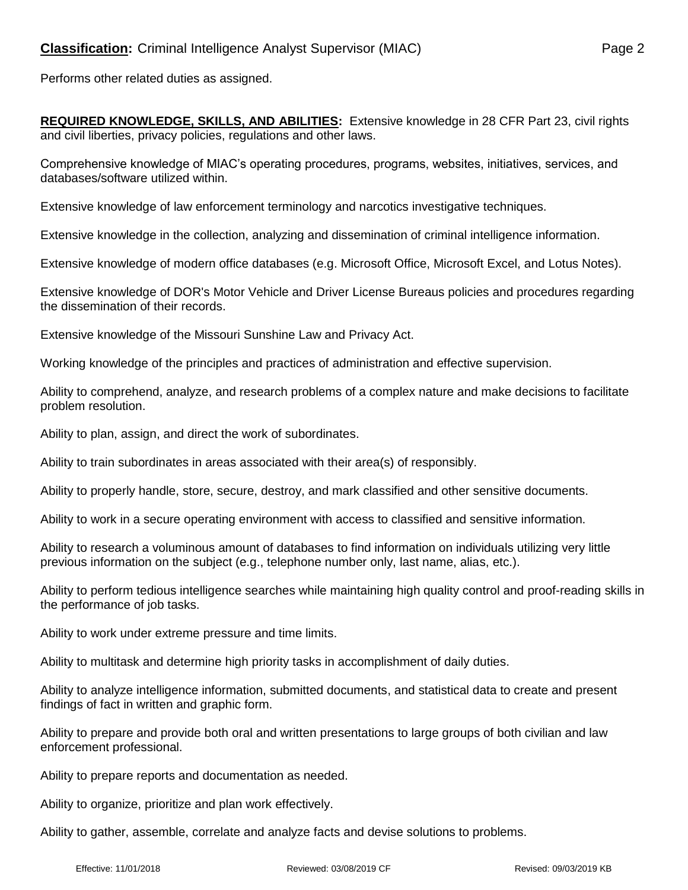Performs other related duties as assigned.

**REQUIRED KNOWLEDGE, SKILLS, AND ABILITIES:** Extensive knowledge in 28 CFR Part 23, civil rights and civil liberties, privacy policies, regulations and other laws.

Comprehensive knowledge of MIAC's operating procedures, programs, websites, initiatives, services, and databases/software utilized within.

Extensive knowledge of law enforcement terminology and narcotics investigative techniques.

Extensive knowledge in the collection, analyzing and dissemination of criminal intelligence information.

Extensive knowledge of modern office databases (e.g. Microsoft Office, Microsoft Excel, and Lotus Notes).

Extensive knowledge of DOR's Motor Vehicle and Driver License Bureaus policies and procedures regarding the dissemination of their records.

Extensive knowledge of the Missouri Sunshine Law and Privacy Act.

Working knowledge of the principles and practices of administration and effective supervision.

Ability to comprehend, analyze, and research problems of a complex nature and make decisions to facilitate problem resolution.

Ability to plan, assign, and direct the work of subordinates.

Ability to train subordinates in areas associated with their area(s) of responsibly.

Ability to properly handle, store, secure, destroy, and mark classified and other sensitive documents.

Ability to work in a secure operating environment with access to classified and sensitive information.

Ability to research a voluminous amount of databases to find information on individuals utilizing very little previous information on the subject (e.g., telephone number only, last name, alias, etc.).

Ability to perform tedious intelligence searches while maintaining high quality control and proof-reading skills in the performance of job tasks.

Ability to work under extreme pressure and time limits.

Ability to multitask and determine high priority tasks in accomplishment of daily duties.

Ability to analyze intelligence information, submitted documents, and statistical data to create and present findings of fact in written and graphic form.

Ability to prepare and provide both oral and written presentations to large groups of both civilian and law enforcement professional.

Ability to prepare reports and documentation as needed.

Ability to organize, prioritize and plan work effectively.

Ability to gather, assemble, correlate and analyze facts and devise solutions to problems.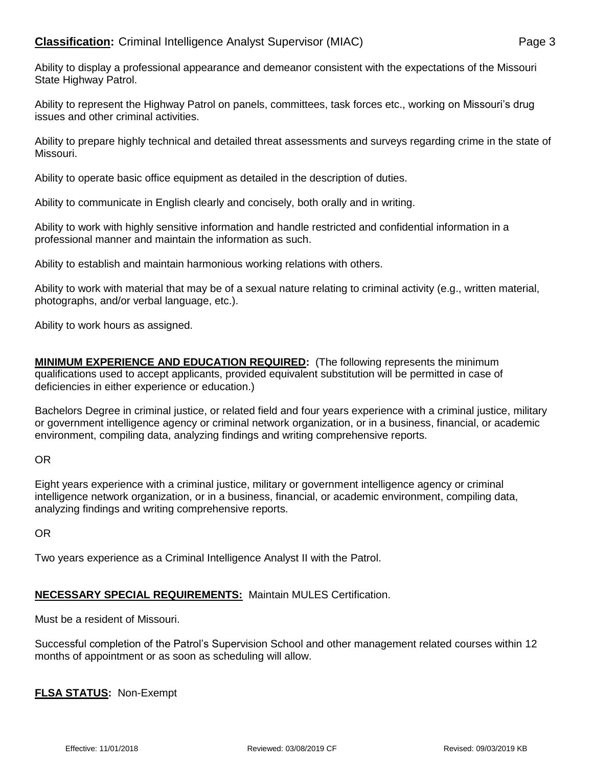Ability to display a professional appearance and demeanor consistent with the expectations of the Missouri State Highway Patrol.

Ability to represent the Highway Patrol on panels, committees, task forces etc., working on Missouri's drug issues and other criminal activities.

Ability to prepare highly technical and detailed threat assessments and surveys regarding crime in the state of Missouri.

Ability to operate basic office equipment as detailed in the description of duties.

Ability to communicate in English clearly and concisely, both orally and in writing.

Ability to work with highly sensitive information and handle restricted and confidential information in a professional manner and maintain the information as such.

Ability to establish and maintain harmonious working relations with others.

Ability to work with material that may be of a sexual nature relating to criminal activity (e.g., written material, photographs, and/or verbal language, etc.).

Ability to work hours as assigned.

**MINIMUM EXPERIENCE AND EDUCATION REQUIRED:** (The following represents the minimum qualifications used to accept applicants, provided equivalent substitution will be permitted in case of deficiencies in either experience or education.)

Bachelors Degree in criminal justice, or related field and four years experience with a criminal justice, military or government intelligence agency or criminal network organization, or in a business, financial, or academic environment, compiling data, analyzing findings and writing comprehensive reports.

OR

Eight years experience with a criminal justice, military or government intelligence agency or criminal intelligence network organization, or in a business, financial, or academic environment, compiling data, analyzing findings and writing comprehensive reports.

OR

Two years experience as a Criminal Intelligence Analyst II with the Patrol.

**NECESSARY SPECIAL REQUIREMENTS:** Maintain MULES Certification.

Must be a resident of Missouri.

Successful completion of the Patrol's Supervision School and other management related courses within 12 months of appointment or as soon as scheduling will allow.

**FLSA STATUS:** Non-Exempt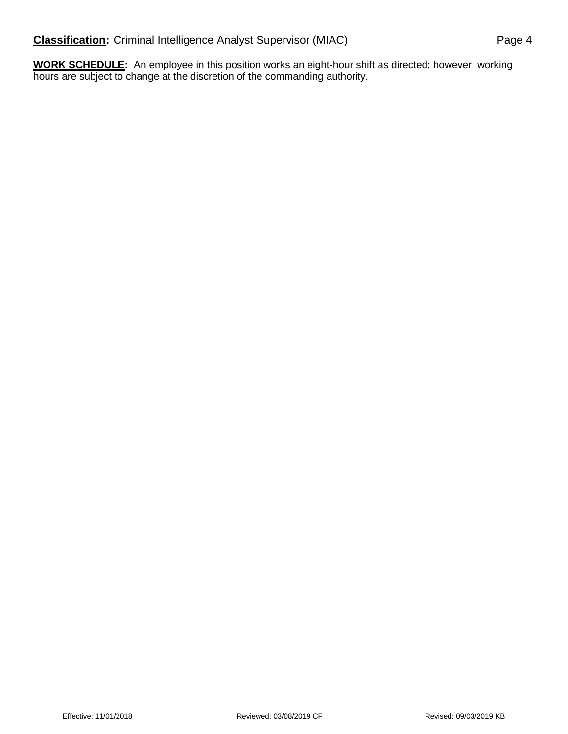**WORK SCHEDULE:** An employee in this position works an eight-hour shift as directed; however, working hours are subject to change at the discretion of the commanding authority.